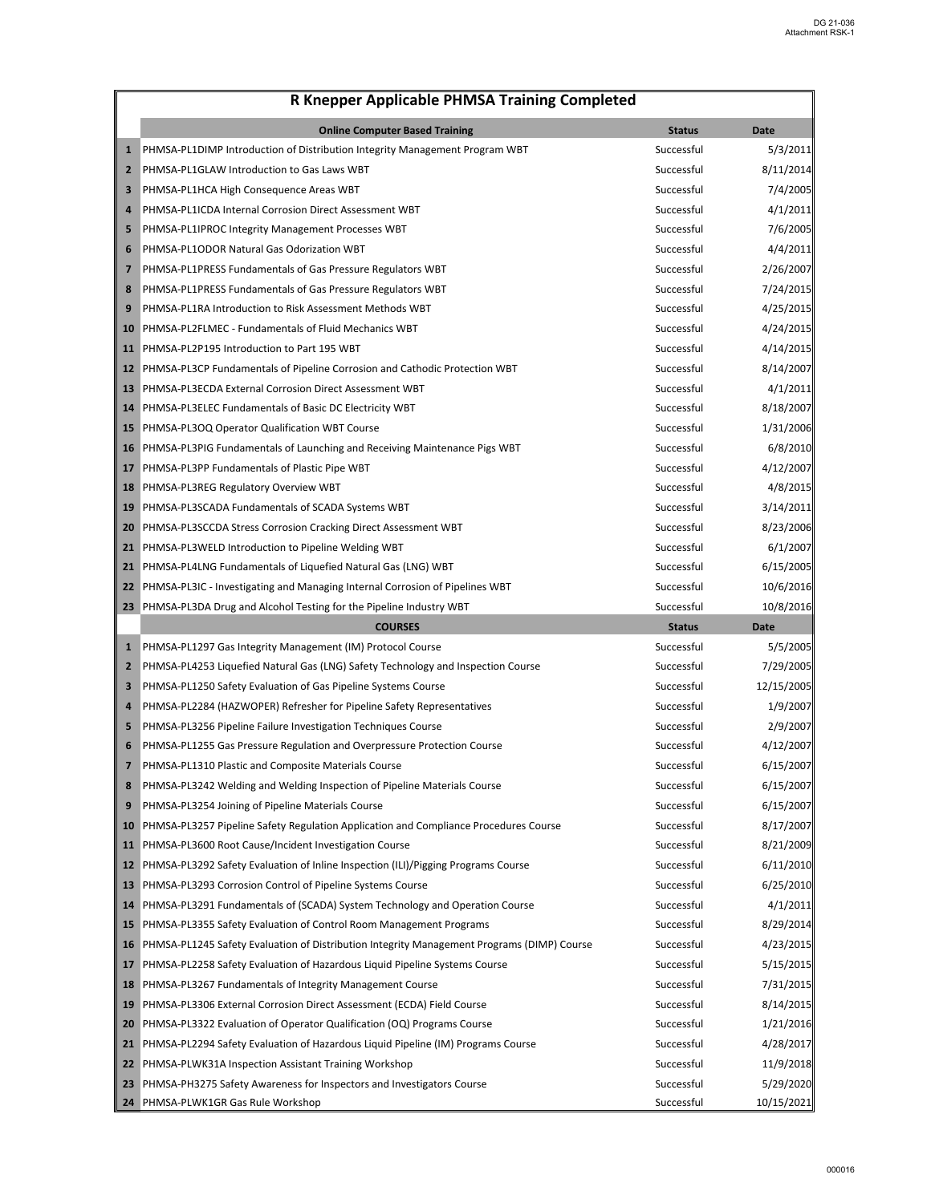DG 21-036
Attachment RSK-1

# R Knepper Applicable PHMSA Training Completed

| | Online Computer Based Training | Status | Date |
|---|---|---|---|
| 1 | PHMSA-PL1DIMP Introduction of Distribution Integrity Management Program WBT | Successful | 5/3/2011 |
| 2 | PHMSA-PL1GLAW Introduction to Gas Laws WBT | Successful | 8/11/2014 |
| 3 | PHMSA-PL1HCA High Consequence Areas WBT | Successful | 7/4/2005 |
| 4 | PHMSA-PL1ICDA Internal Corrosion Direct Assessment WBT | Successful | 4/1/2011 |
| 5 | PHMSA-PL1IPROC Integrity Management Processes WBT | Successful | 7/6/2005 |
| 6 | PHMSA-PL1ODOR Natural Gas Odorization WBT | Successful | 4/4/2011 |
| 7 | PHMSA-PL1PRESS Fundamentals of Gas Pressure Regulators WBT | Successful | 2/26/2007 |
| 8 | PHMSA-PL1PRESS Fundamentals of Gas Pressure Regulators WBT | Successful | 7/24/2015 |
| 9 | PHMSA-PL1RA Introduction to Risk Assessment Methods WBT | Successful | 4/25/2015 |
| 10 | PHMSA-PL2FLMEC - Fundamentals of Fluid Mechanics WBT | Successful | 4/24/2015 |
| 11 | PHMSA-PL2P195 Introduction to Part 195 WBT | Successful | 4/14/2015 |
| 12 | PHMSA-PL3CP Fundamentals of Pipeline Corrosion and Cathodic Protection WBT | Successful | 8/14/2007 |
| 13 | PHMSA-PL3ECDA External Corrosion Direct Assessment WBT | Successful | 4/1/2011 |
| 14 | PHMSA-PL3ELEC Fundamentals of Basic DC Electricity WBT | Successful | 8/18/2007 |
| 15 | PHMSA-PL3OQ Operator Qualification WBT Course | Successful | 1/31/2006 |
| 16 | PHMSA-PL3PIG Fundamentals of Launching and Receiving Maintenance Pigs WBT | Successful | 6/8/2010 |
| 17 | PHMSA-PL3PP Fundamentals of Plastic Pipe WBT | Successful | 4/12/2007 |
| 18 | PHMSA-PL3REG Regulatory Overview WBT | Successful | 4/8/2015 |
| 19 | PHMSA-PL3SCADA Fundamentals of SCADA Systems WBT | Successful | 3/14/2011 |
| 20 | PHMSA-PL3SCCDA Stress Corrosion Cracking Direct Assessment WBT | Successful | 8/23/2006 |
| 21 | PHMSA-PL3WELD Introduction to Pipeline Welding WBT | Successful | 6/1/2007 |
| 21 | PHMSA-PL4LNG Fundamentals of Liquefied Natural Gas (LNG) WBT | Successful | 6/15/2005 |
| 22 | PHMSA-PL3IC - Investigating and Managing Internal Corrosion of Pipelines WBT | Successful | 10/6/2016 |
| 23 | PHMSA-PL3DA Drug and Alcohol Testing for the Pipeline Industry WBT | Successful | 10/8/2016 |
| | **COURSES** | **Status** | **Date** |
| 1 | PHMSA-PL1297 Gas Integrity Management (IM) Protocol Course | Successful | 5/5/2005 |
| 2 | PHMSA-PL4253 Liquefied Natural Gas (LNG) Safety Technology and Inspection Course | Successful | 7/29/2005 |
| 3 | PHMSA-PL1250 Safety Evaluation of Gas Pipeline Systems Course | Successful | 12/15/2005 |
| 4 | PHMSA-PL2284 (HAZWOPER) Refresher for Pipeline Safety Representatives | Successful | 1/9/2007 |
| 5 | PHMSA-PL3256 Pipeline Failure Investigation Techniques Course | Successful | 2/9/2007 |
| 6 | PHMSA-PL1255 Gas Pressure Regulation and Overpressure Protection Course | Successful | 4/12/2007 |
| 7 | PHMSA-PL1310 Plastic and Composite Materials Course | Successful | 6/15/2007 |
| 8 | PHMSA-PL3242 Welding and Welding Inspection of Pipeline Materials Course | Successful | 6/15/2007 |
| 9 | PHMSA-PL3254 Joining of Pipeline Materials Course | Successful | 6/15/2007 |
| 10 | PHMSA-PL3257 Pipeline Safety Regulation Application and Compliance Procedures Course | Successful | 8/17/2007 |
| 11 | PHMSA-PL3600 Root Cause/Incident Investigation Course | Successful | 8/21/2009 |
| 12 | PHMSA-PL3292 Safety Evaluation of Inline Inspection (ILI)/Pigging Programs Course | Successful | 6/11/2010 |
| 13 | PHMSA-PL3293 Corrosion Control of Pipeline Systems Course | Successful | 6/25/2010 |
| 14 | PHMSA-PL3291 Fundamentals of (SCADA) System Technology and Operation Course | Successful | 4/1/2011 |
| 15 | PHMSA-PL3355 Safety Evaluation of Control Room Management Programs | Successful | 8/29/2014 |
| 16 | PHMSA-PL1245 Safety Evaluation of Distribution Integrity Management Programs (DIMP) Course | Successful | 4/23/2015 |
| 17 | PHMSA-PL2258 Safety Evaluation of Hazardous Liquid Pipeline Systems Course | Successful | 5/15/2015 |
| 18 | PHMSA-PL3267 Fundamentals of Integrity Management Course | Successful | 7/31/2015 |
| 19 | PHMSA-PL3306 External Corrosion Direct Assessment (ECDA) Field Course | Successful | 8/14/2015 |
| 20 | PHMSA-PL3322 Evaluation of Operator Qualification (OQ) Programs Course | Successful | 1/21/2016 |
| 21 | PHMSA-PL2294 Safety Evaluation of Hazardous Liquid Pipeline (IM) Programs Course | Successful | 4/28/2017 |
| 22 | PHMSA-PLWK31A Inspection Assistant Training Workshop | Successful | 11/9/2018 |
| 23 | PHMSA-PH3275 Safety Awareness for Inspectors and Investigators Course | Successful | 5/29/2020 |
| 24 | PHMSA-PLWK1GR Gas Rule Workshop | Successful | 10/15/2021 |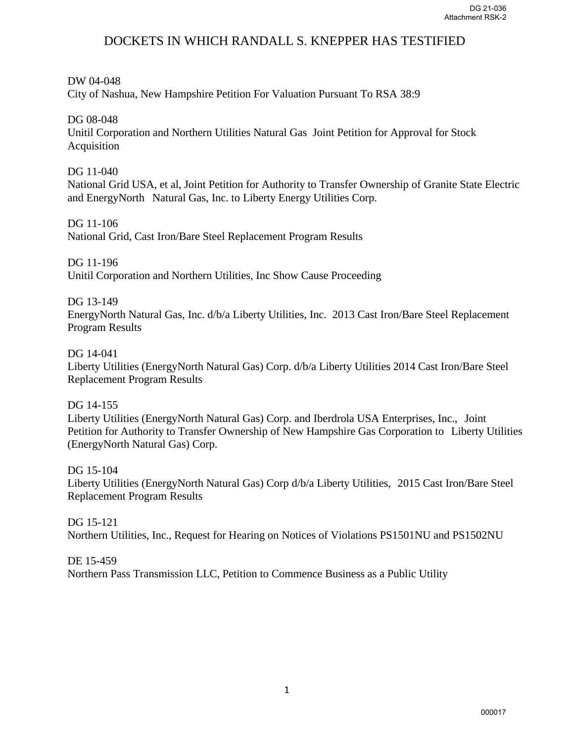# DOCKETS IN WHICH RANDALL S. KNEPPER HAS TESTIFIED

DW 04-048
City of Nashua, New Hampshire Petition For Valuation Pursuant To RSA 38:9

DG 08-048
Unitil Corporation and Northern Utilities Natural Gas Joint Petition for Approval for Stock Acquisition

DG 11-040
National Grid USA, et al, Joint Petition for Authority to Transfer Ownership of Granite State Electric and EnergyNorth Natural Gas, Inc. to Liberty Energy Utilities Corp.

DG 11-106
National Grid, Cast Iron/Bare Steel Replacement Program Results

DG 11-196
Unitil Corporation and Northern Utilities, Inc Show Cause Proceeding

DG 13-149
EnergyNorth Natural Gas, Inc. d/b/a Liberty Utilities, Inc. 2013 Cast Iron/Bare Steel Replacement Program Results

DG 14-041
Liberty Utilities (EnergyNorth Natural Gas) Corp. d/b/a Liberty Utilities 2014 Cast Iron/Bare Steel Replacement Program Results

DG 14-155
Liberty Utilities (EnergyNorth Natural Gas) Corp. and Iberdrola USA Enterprises, Inc., Joint Petition for Authority to Transfer Ownership of New Hampshire Gas Corporation to Liberty Utilities (EnergyNorth Natural Gas) Corp.

DG 15-104
Liberty Utilities (EnergyNorth Natural Gas) Corp d/b/a Liberty Utilities, 2015 Cast Iron/Bare Steel Replacement Program Results

DG 15-121
Northern Utilities, Inc., Request for Hearing on Notices of Violations PS1501NU and PS1502NU

DE 15-459
Northern Pass Transmission LLC, Petition to Commence Business as a Public Utility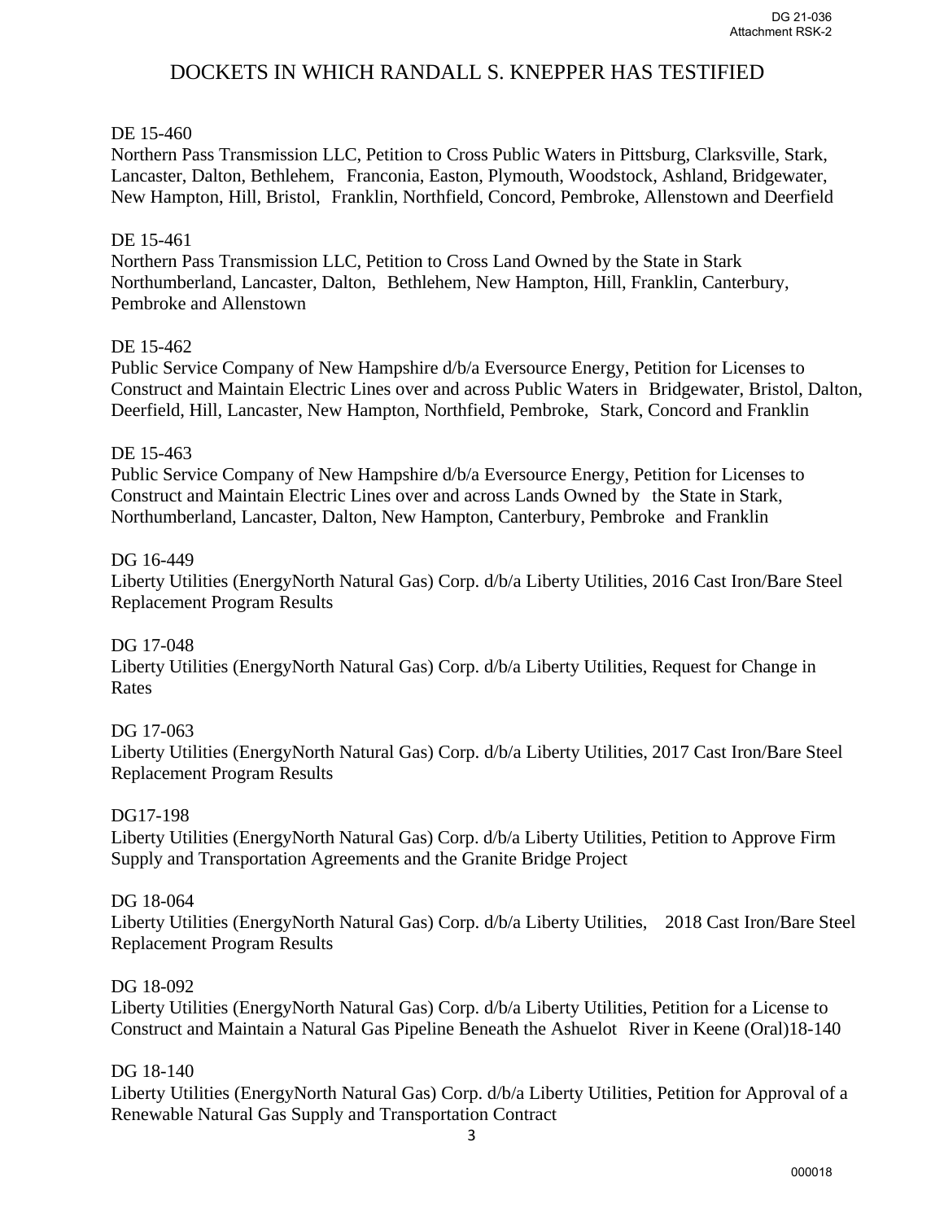# DOCKETS IN WHICH RANDALL S. KNEPPER HAS TESTIFIED

DE 15-460
Northern Pass Transmission LLC, Petition to Cross Public Waters in Pittsburg, Clarksville, Stark, Lancaster, Dalton, Bethlehem, Franconia, Easton, Plymouth, Woodstock, Ashland, Bridgewater, New Hampton, Hill, Bristol, Franklin, Northfield, Concord, Pembroke, Allenstown and Deerfield

DE 15-461
Northern Pass Transmission LLC, Petition to Cross Land Owned by the State in Stark Northumberland, Lancaster, Dalton, Bethlehem, New Hampton, Hill, Franklin, Canterbury, Pembroke and Allenstown

DE 15-462
Public Service Company of New Hampshire d/b/a Eversource Energy, Petition for Licenses to Construct and Maintain Electric Lines over and across Public Waters in Bridgewater, Bristol, Dalton, Deerfield, Hill, Lancaster, New Hampton, Northfield, Pembroke, Stark, Concord and Franklin

DE 15-463
Public Service Company of New Hampshire d/b/a Eversource Energy, Petition for Licenses to Construct and Maintain Electric Lines over and across Lands Owned by the State in Stark, Northumberland, Lancaster, Dalton, New Hampton, Canterbury, Pembroke and Franklin

DG 16-449
Liberty Utilities (EnergyNorth Natural Gas) Corp. d/b/a Liberty Utilities, 2016 Cast Iron/Bare Steel Replacement Program Results

DG 17-048
Liberty Utilities (EnergyNorth Natural Gas) Corp. d/b/a Liberty Utilities, Request for Change in Rates

DG 17-063
Liberty Utilities (EnergyNorth Natural Gas) Corp. d/b/a Liberty Utilities, 2017 Cast Iron/Bare Steel Replacement Program Results

DG17-198
Liberty Utilities (EnergyNorth Natural Gas) Corp. d/b/a Liberty Utilities, Petition to Approve Firm Supply and Transportation Agreements and the Granite Bridge Project

DG 18-064
Liberty Utilities (EnergyNorth Natural Gas) Corp. d/b/a Liberty Utilities, 2018 Cast Iron/Bare Steel Replacement Program Results

DG 18-092
Liberty Utilities (EnergyNorth Natural Gas) Corp. d/b/a Liberty Utilities, Petition for a License to Construct and Maintain a Natural Gas Pipeline Beneath the Ashuelot River in Keene (Oral)18-140

DG 18-140
Liberty Utilities (EnergyNorth Natural Gas) Corp. d/b/a Liberty Utilities, Petition for Approval of a Renewable Natural Gas Supply and Transportation Contract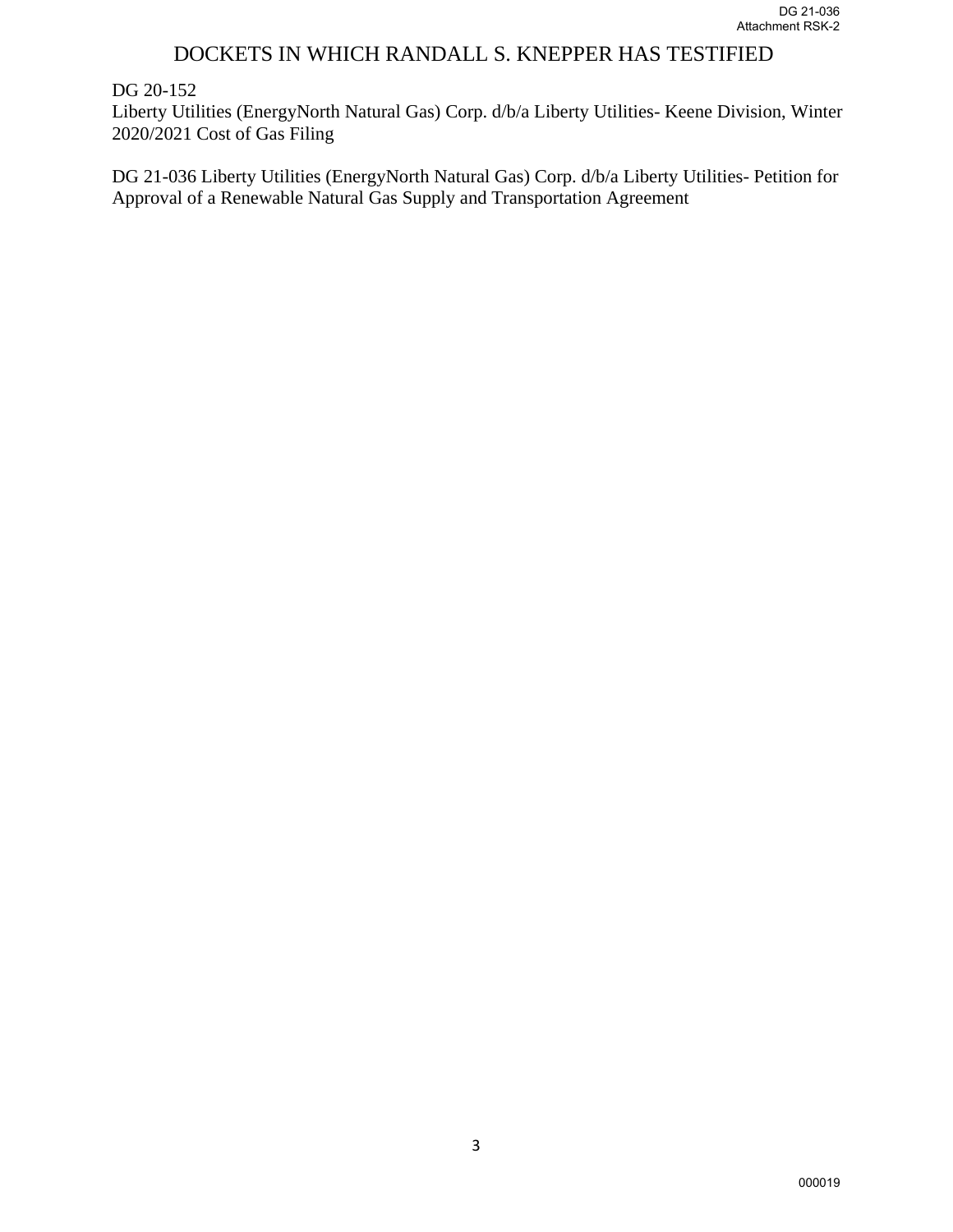# DOCKETS IN WHICH RANDALL S. KNEPPER HAS TESTIFIED

DG 20-152
Liberty Utilities (EnergyNorth Natural Gas) Corp. d/b/a Liberty Utilities- Keene Division, Winter 2020/2021 Cost of Gas Filing

DG 21-036 Liberty Utilities (EnergyNorth Natural Gas) Corp. d/b/a Liberty Utilities- Petition for Approval of a Renewable Natural Gas Supply and Transportation Agreement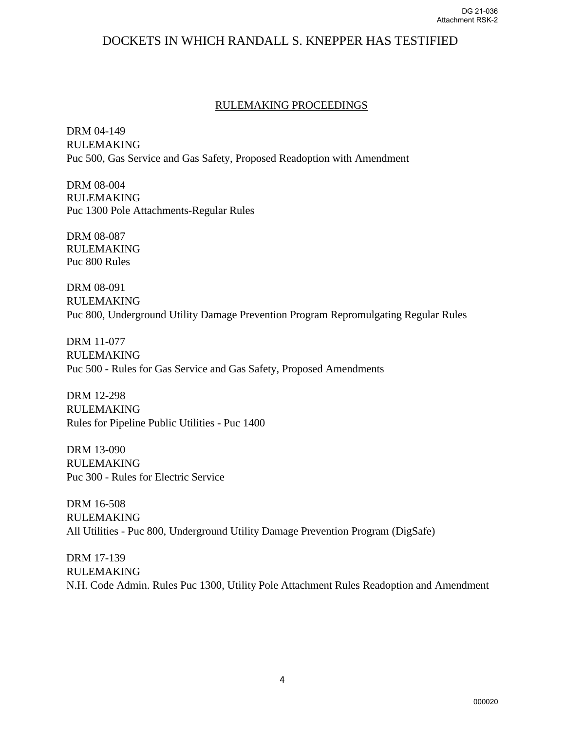# DOCKETS IN WHICH RANDALL S. KNEPPER HAS TESTIFIED

## RULEMAKING PROCEEDINGS

DRM 04-149
RULEMAKING
Puc 500, Gas Service and Gas Safety, Proposed Readoption with Amendment

DRM 08-004
RULEMAKING
Puc 1300 Pole Attachments-Regular Rules

DRM 08-087
RULEMAKING
Puc 800 Rules

DRM 08-091
RULEMAKING
Puc 800, Underground Utility Damage Prevention Program Repromulgating Regular Rules

DRM 11-077
RULEMAKING
Puc 500 - Rules for Gas Service and Gas Safety, Proposed Amendments

DRM 12-298
RULEMAKING
Rules for Pipeline Public Utilities - Puc 1400

DRM 13-090
RULEMAKING
Puc 300 - Rules for Electric Service

DRM 16-508
RULEMAKING
All Utilities - Puc 800, Underground Utility Damage Prevention Program (DigSafe)

DRM 17-139
RULEMAKING
N.H. Code Admin. Rules Puc 1300, Utility Pole Attachment Rules Readoption and Amendment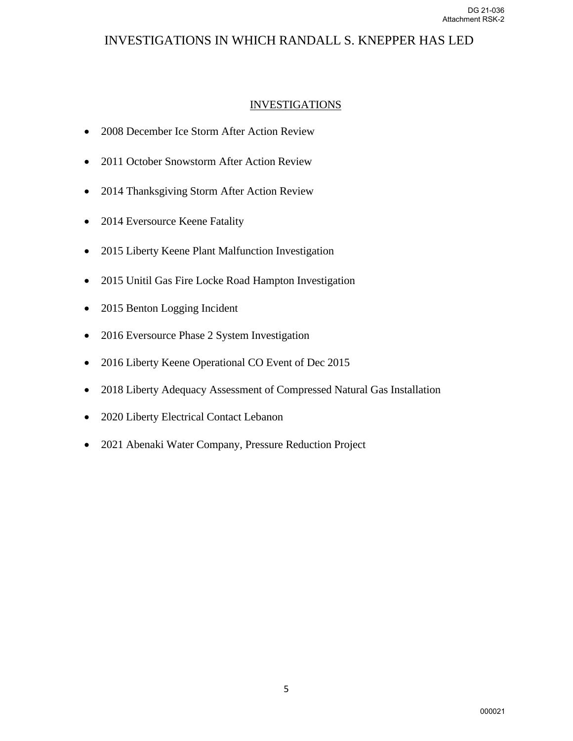# INVESTIGATIONS IN WHICH RANDALL S. KNEPPER HAS LED

## INVESTIGATIONS

- 2008 December Ice Storm After Action Review
- 2011 October Snowstorm After Action Review
- 2014 Thanksgiving Storm After Action Review
- 2014 Eversource Keene Fatality
- 2015 Liberty Keene Plant Malfunction Investigation
- 2015 Unitil Gas Fire Locke Road Hampton Investigation
- 2015 Benton Logging Incident
- 2016 Eversource Phase 2 System Investigation
- 2016 Liberty Keene Operational CO Event of Dec 2015
- 2018 Liberty Adequacy Assessment of Compressed Natural Gas Installation
- 2020 Liberty Electrical Contact Lebanon
- 2021 Abenaki Water Company, Pressure Reduction Project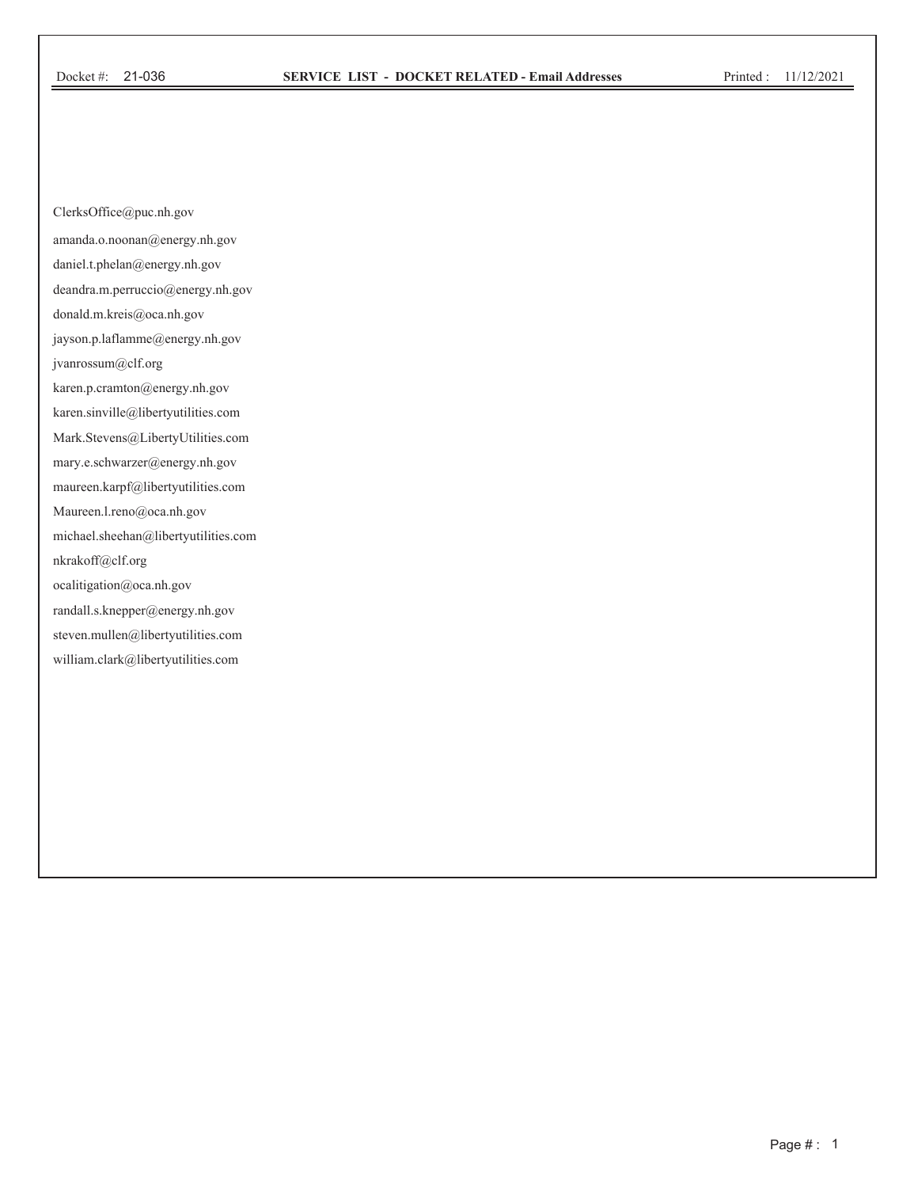Docket #: 21-036 **SERVICE LIST - DOCKET RELATED - Email Addresses** Printed : 11/12/2021

ClerksOffice@puc.nh.gov
amanda.o.noonan@energy.nh.gov
daniel.t.phelan@energy.nh.gov
deandra.m.perruccio@energy.nh.gov
donald.m.kreis@oca.nh.gov
jayson.p.laflamme@energy.nh.gov
jvanrossum@clf.org
karen.p.cramton@energy.nh.gov
karen.sinville@libertyutilities.com
Mark.Stevens@LibertyUtilities.com
mary.e.schwarzer@energy.nh.gov
maureen.karpf@libertyutilities.com
Maureen.l.reno@oca.nh.gov
michael.sheehan@libertyutilities.com
nkrakoff@clf.org
ocalitigation@oca.nh.gov
randall.s.knepper@energy.nh.gov
steven.mullen@libertyutilities.com
william.clark@libertyutilities.com